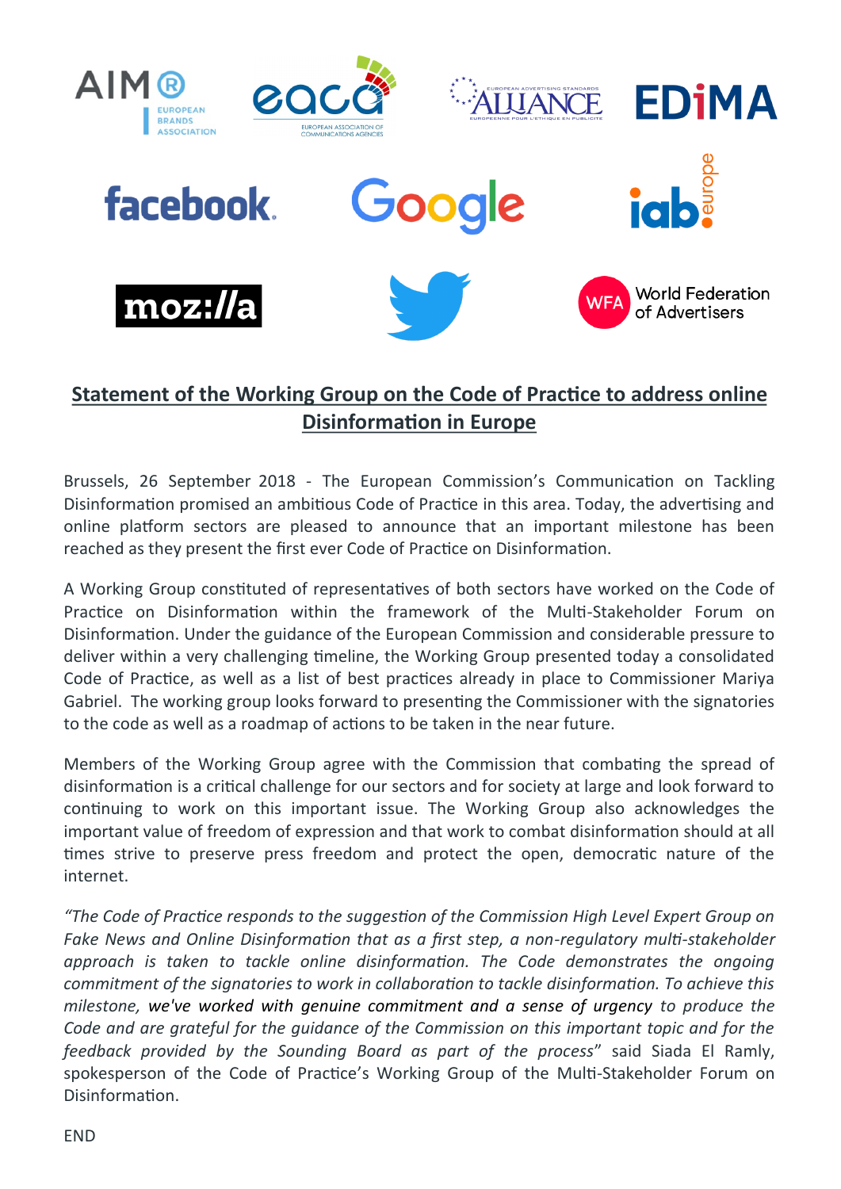# Statement of the Working Group on the Code of Practice to address online Disinformation in Europe

Brussels, 26 September 2018 - The European Commission's Communication on Tackling Disinformation promised an ambitious Code of Practice in this area. Today, the advertising and online platform sectors are pleased to announce that an important milestone has been reached as they present the first ever Code of Practice on Disinformation.

A Working Group constituted of representatives of both sectors have worked on the Code of Practice on Disinformation within the framework of the Multi-Stakeholder Forum on Disinformation. Under the guidance of the European Commission and considerable pressure to deliver within a very challenging timeline, the Working Group presented today a consolidated Code of Practice, as well as a list of best practices already in place to Commissioner Mariya Gabriel. The working group looks forward to presenting the Commissioner with the signatories to the code as well as a roadmap of actions to be taken in the near future.

Members of the Working Group agree with the Commission that combating the spread of disinformation is a critical challenge for our sectors and for society at large and look forward to continuing to work on this important issue. The Working Group also acknowledges the important value of freedom of expression and that work to combat disinformation should at all times strive to preserve press freedom and protect the open, democratic nature of the internet.

*"The Code of Practice responds to the suggestion of the Commission High Level Expert Group on Fake News and Online Disinformation that as a first step, a non-regulatory multi-stakeholder approach is taken to tackle online disinformation. The Code demonstrates the ongoing commitment of the signatories to work in collaboration to tackle disinformation. To achieve this milestone, we've worked with genuine commitment and a sense of urgency to produce the Code and are grateful for the guidance of the Commission on this important topic and for the feedback provided by the Sounding Board as part of the process"* said Siada El Ramly, spokesperson of the Code of Practice's Working Group of the Multi-Stakeholder Forum on Disinformation.

END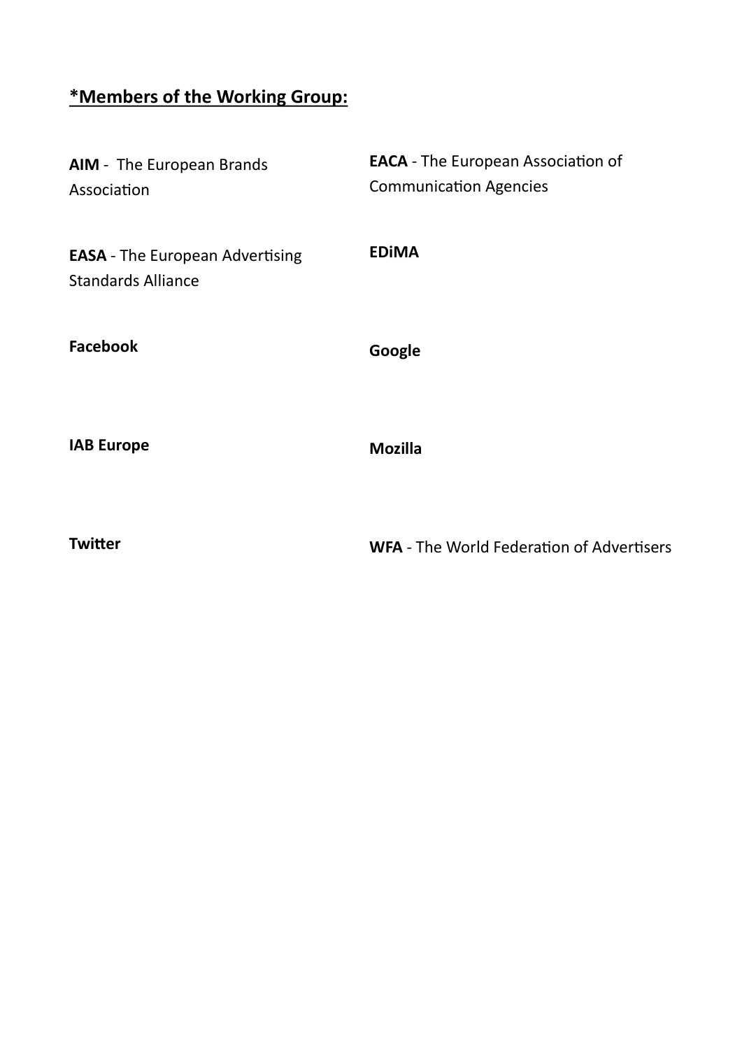**\*Members of the Working Group:**

**AIM** - The European Brands Association

**EACA** - The European Association of Communication Agencies

**EASA** - The European Advertising Standards Alliance

**EDiMA**

**Facebook**

**Google**

**IAB Europe**

**Mozilla**

**Twitter**

**WFA** - The World Federation of Advertisers